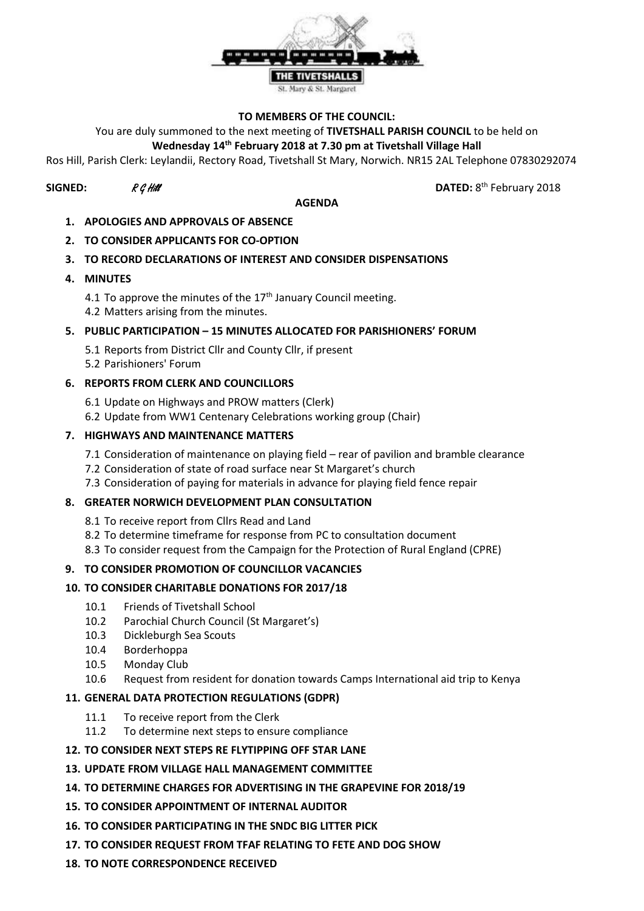THE TIVETSHALLS

St. Mary & St. Margaret

**TO MEMBERS OF THE COUNCIL:**

You are duly summoned to the next meeting of **TIVETSHALL PARISH COUNCIL** to be held on **Wednesday 14th February 2018 at 7.30 pm at Tivetshall Village Hall**

Ros Hill, Parish Clerk: Leylandii, Rectory Road, Tivetshall St Mary, Norwich. NR15 2AL Telephone 07830292074

**SIGNED:** *R G Hill* **DATED:** 8th February 2018

**AGENDA**

1. **APOLOGIES AND APPROVALS OF ABSENCE**
2. **TO CONSIDER APPLICANTS FOR CO-OPTION**
3. **TO RECORD DECLARATIONS OF INTEREST AND CONSIDER DISPENSATIONS**
4. **MINUTES**
   - 4.1 To approve the minutes of the 17th January Council meeting.
   - 4.2 Matters arising from the minutes.
5. **PUBLIC PARTICIPATION – 15 MINUTES ALLOCATED FOR PARISHIONERS' FORUM**
   - 5.1 Reports from District Cllr and County Cllr, if present
   - 5.2 Parishioners' Forum
6. **REPORTS FROM CLERK AND COUNCILLORS**
   - 6.1 Update on Highways and PROW matters (Clerk)
   - 6.2 Update from WW1 Centenary Celebrations working group (Chair)
7. **HIGHWAYS AND MAINTENANCE MATTERS**
   - 7.1 Consideration of maintenance on playing field – rear of pavilion and bramble clearance
   - 7.2 Consideration of state of road surface near St Margaret's church
   - 7.3 Consideration of paying for materials in advance for playing field fence repair
8. **GREATER NORWICH DEVELOPMENT PLAN CONSULTATION**
   - 8.1 To receive report from Cllrs Read and Land
   - 8.2 To determine timeframe for response from PC to consultation document
   - 8.3 To consider request from the Campaign for the Protection of Rural England (CPRE)
9. **TO CONSIDER PROMOTION OF COUNCILLOR VACANCIES**
10. **TO CONSIDER CHARITABLE DONATIONS FOR 2017/18**
    - 10.1 Friends of Tivetshall School
    - 10.2 Parochial Church Council (St Margaret's)
    - 10.3 Dickleburgh Sea Scouts
    - 10.4 Borderhoppa
    - 10.5 Monday Club
    - 10.6 Request from resident for donation towards Camps International aid trip to Kenya
11. **GENERAL DATA PROTECTION REGULATIONS (GDPR)**
    - 11.1 To receive report from the Clerk
    - 11.2 To determine next steps to ensure compliance
12. **TO CONSIDER NEXT STEPS RE FLYTIPPING OFF STAR LANE**
13. **UPDATE FROM VILLAGE HALL MANAGEMENT COMMITTEE**
14. **TO DETERMINE CHARGES FOR ADVERTISING IN THE GRAPEVINE FOR 2018/19**
15. **TO CONSIDER APPOINTMENT OF INTERNAL AUDITOR**
16. **TO CONSIDER PARTICIPATING IN THE SNDC BIG LITTER PICK**
17. **TO CONSIDER REQUEST FROM TFAF RELATING TO FETE AND DOG SHOW**
18. **TO NOTE CORRESPONDENCE RECEIVED**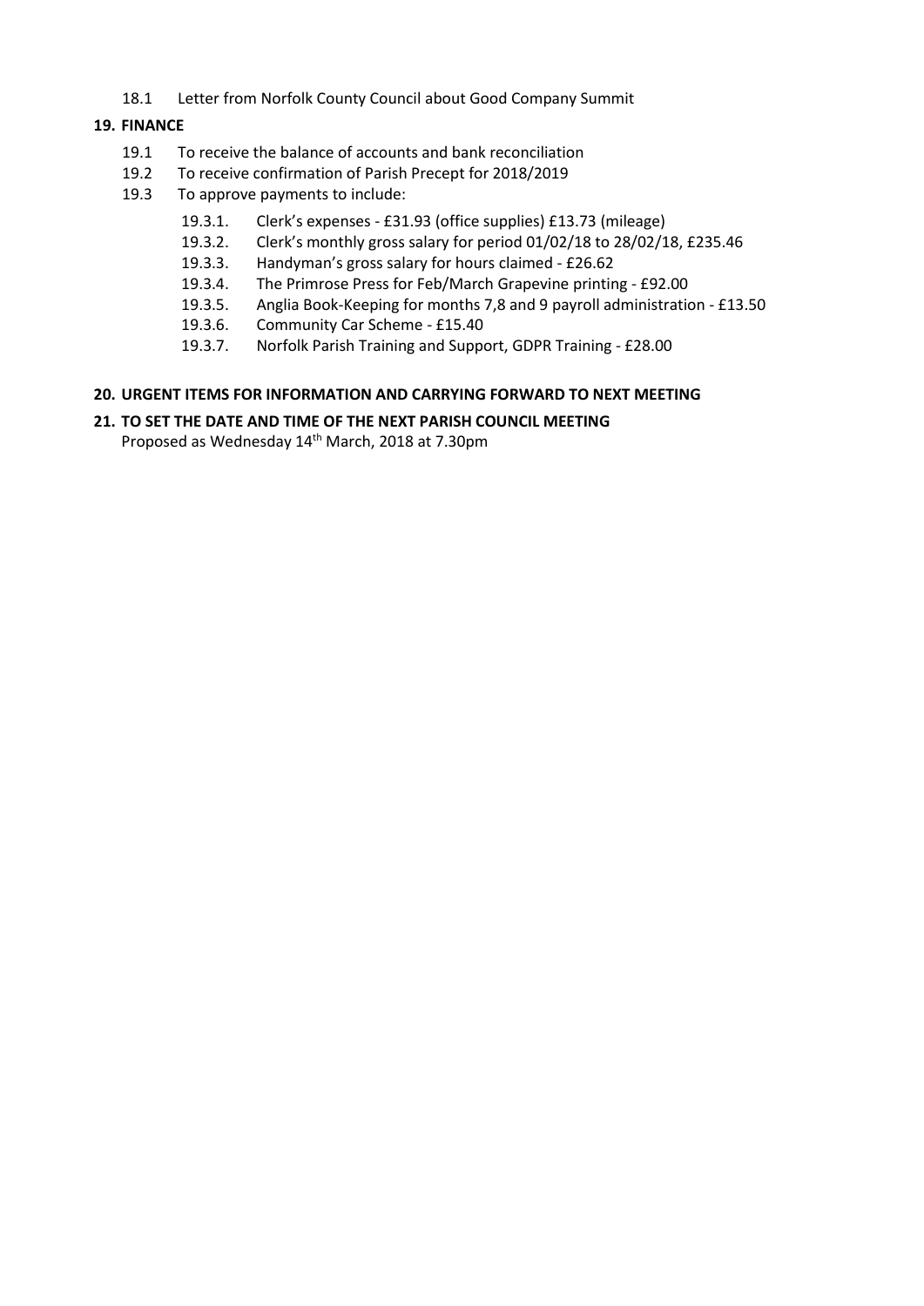18.1 Letter from Norfolk County Council about Good Company Summit

**19. FINANCE**

- 19.1 To receive the balance of accounts and bank reconciliation
- 19.2 To receive confirmation of Parish Precept for 2018/2019
- 19.3 To approve payments to include:
  - 19.3.1. Clerk's expenses - £31.93 (office supplies) £13.73 (mileage)
  - 19.3.2. Clerk's monthly gross salary for period 01/02/18 to 28/02/18, £235.46
  - 19.3.3. Handyman's gross salary for hours claimed - £26.62
  - 19.3.4. The Primrose Press for Feb/March Grapevine printing - £92.00
  - 19.3.5. Anglia Book-Keeping for months 7,8 and 9 payroll administration - £13.50
  - 19.3.6. Community Car Scheme - £15.40
  - 19.3.7. Norfolk Parish Training and Support, GDPR Training - £28.00

**20. URGENT ITEMS FOR INFORMATION AND CARRYING FORWARD TO NEXT MEETING**

**21. TO SET THE DATE AND TIME OF THE NEXT PARISH COUNCIL MEETING**

Proposed as Wednesday 14th March, 2018 at 7.30pm